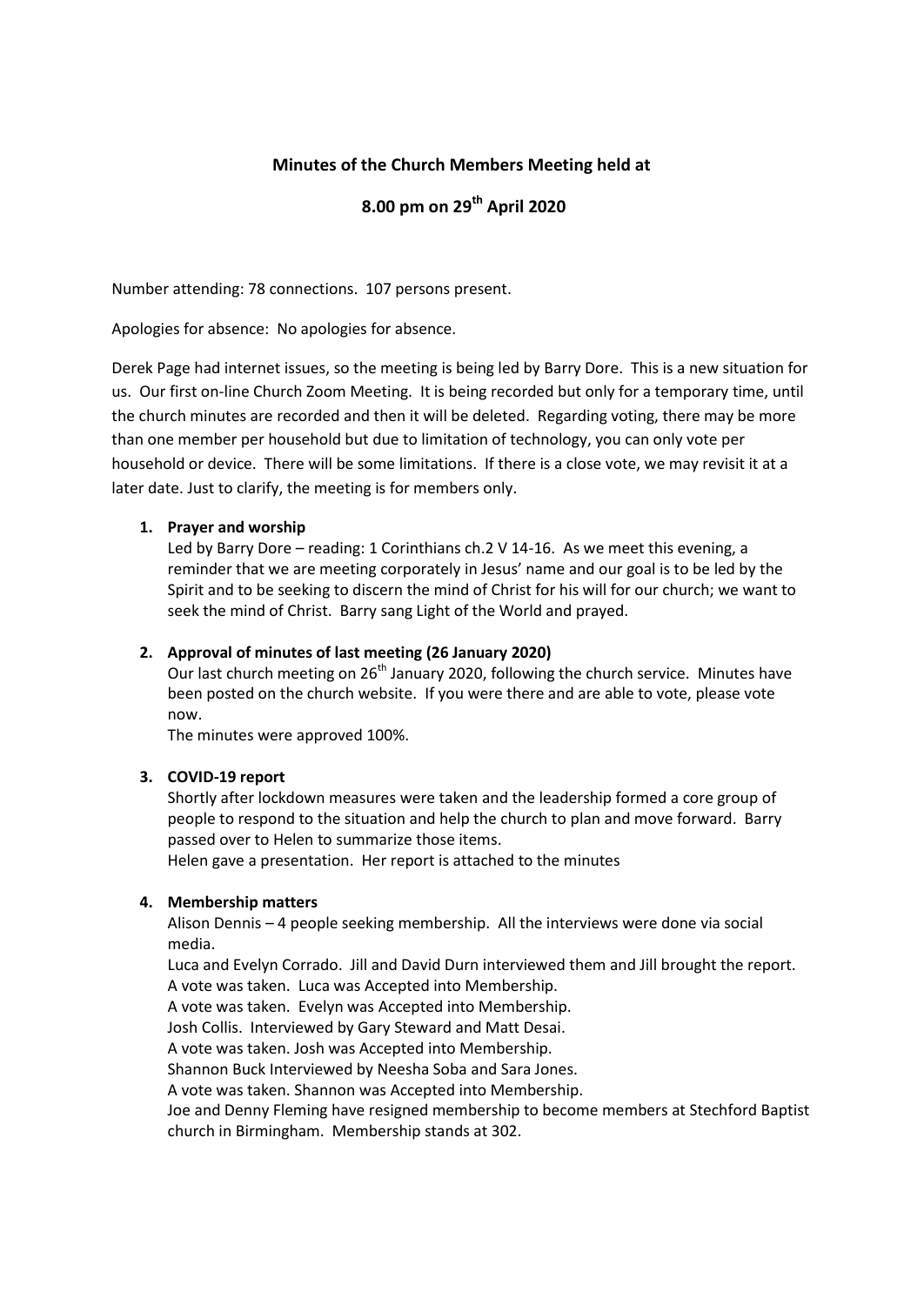**Minutes of the Church Members Meeting held at**

**8.00 pm on 29th April 2020**

Number attending: 78 connections. 107 persons present.

Apologies for absence: No apologies for absence.

Derek Page had internet issues, so the meeting is being led by Barry Dore. This is a new situation for us. Our first on-line Church Zoom Meeting. It is being recorded but only for a temporary time, until the church minutes are recorded and then it will be deleted. Regarding voting, there may be more than one member per household but due to limitation of technology, you can only vote per household or device. There will be some limitations. If there is a close vote, we may revisit it at a later date. Just to clarify, the meeting is for members only.

1. **Prayer and worship**

   Led by Barry Dore – reading: 1 Corinthians ch.2 V 14-16. As we meet this evening, a reminder that we are meeting corporately in Jesus' name and our goal is to be led by the Spirit and to be seeking to discern the mind of Christ for his will for our church; we want to seek the mind of Christ. Barry sang Light of the World and prayed.

2. **Approval of minutes of last meeting (26 January 2020)**

   Our last church meeting on 26th January 2020, following the church service. Minutes have been posted on the church website. If you were there and are able to vote, please vote now.

   The minutes were approved 100%.

3. **COVID-19 report**

   Shortly after lockdown measures were taken and the leadership formed a core group of people to respond to the situation and help the church to plan and move forward. Barry passed over to Helen to summarize those items.

   Helen gave a presentation. Her report is attached to the minutes

4. **Membership matters**

   Alison Dennis – 4 people seeking membership. All the interviews were done via social media.

   Luca and Evelyn Corrado. Jill and David Durn interviewed them and Jill brought the report.

   A vote was taken. Luca was Accepted into Membership.

   A vote was taken. Evelyn was Accepted into Membership.

   Josh Collis. Interviewed by Gary Steward and Matt Desai.

   A vote was taken. Josh was Accepted into Membership.

   Shannon Buck Interviewed by Neesha Soba and Sara Jones.

   A vote was taken. Shannon was Accepted into Membership.

   Joe and Denny Fleming have resigned membership to become members at Stechford Baptist church in Birmingham. Membership stands at 302.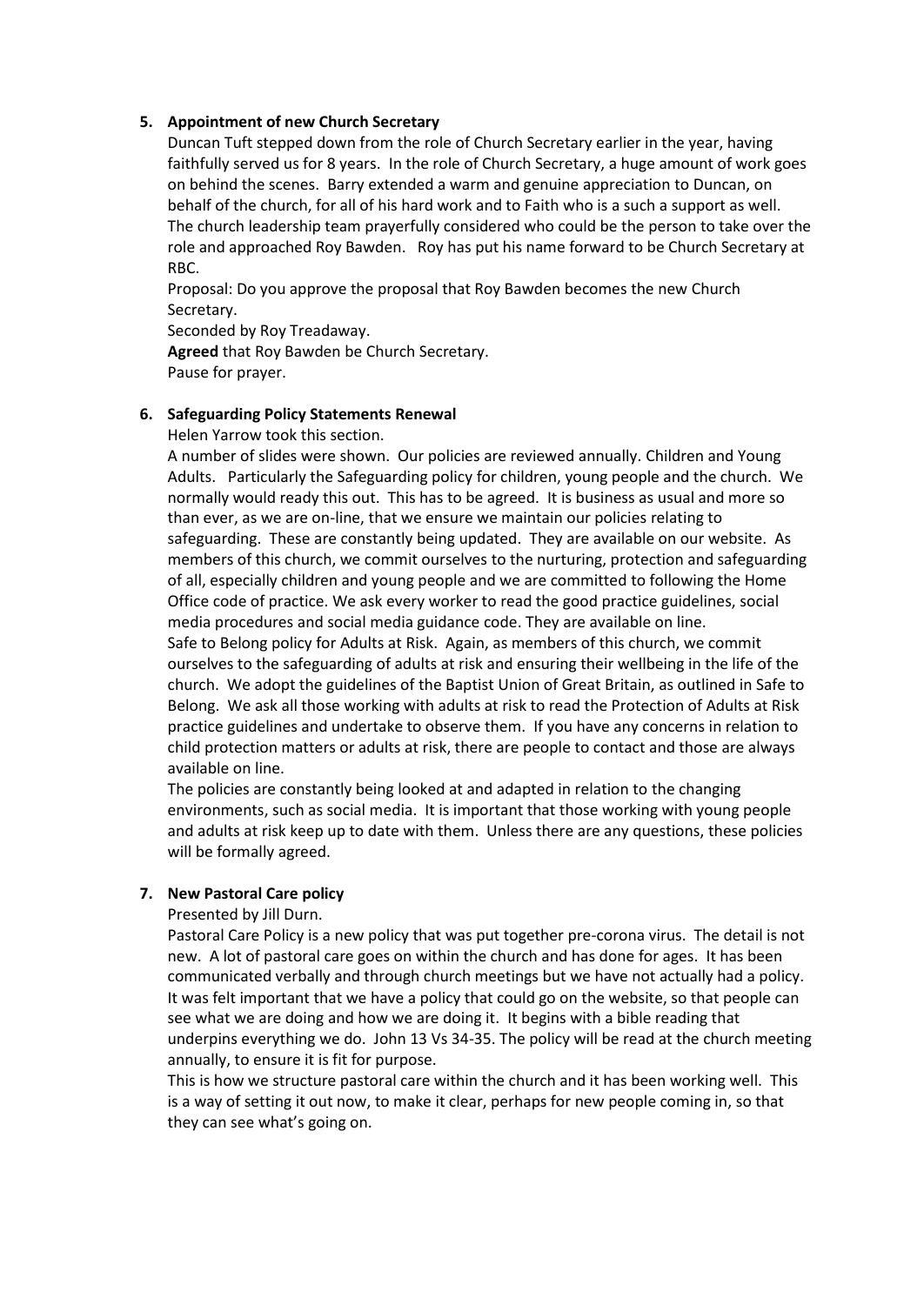5. **Appointment of new Church Secretary**

   Duncan Tuft stepped down from the role of Church Secretary earlier in the year, having faithfully served us for 8 years. In the role of Church Secretary, a huge amount of work goes on behind the scenes. Barry extended a warm and genuine appreciation to Duncan, on behalf of the church, for all of his hard work and to Faith who is a such a support as well. The church leadership team prayerfully considered who could be the person to take over the role and approached Roy Bawden. Roy has put his name forward to be Church Secretary at RBC.

   Proposal: Do you approve the proposal that Roy Bawden becomes the new Church Secretary.

   Seconded by Roy Treadaway.

   **Agreed** that Roy Bawden be Church Secretary.

   Pause for prayer.

6. **Safeguarding Policy Statements Renewal**

   Helen Yarrow took this section.

   A number of slides were shown. Our policies are reviewed annually. Children and Young Adults. Particularly the Safeguarding policy for children, young people and the church. We normally would ready this out. This has to be agreed. It is business as usual and more so than ever, as we are on-line, that we ensure we maintain our policies relating to safeguarding. These are constantly being updated. They are available on our website. As members of this church, we commit ourselves to the nurturing, protection and safeguarding of all, especially children and young people and we are committed to following the Home Office code of practice. We ask every worker to read the good practice guidelines, social media procedures and social media guidance code. They are available on line.

   Safe to Belong policy for Adults at Risk. Again, as members of this church, we commit ourselves to the safeguarding of adults at risk and ensuring their wellbeing in the life of the church. We adopt the guidelines of the Baptist Union of Great Britain, as outlined in Safe to Belong. We ask all those working with adults at risk to read the Protection of Adults at Risk practice guidelines and undertake to observe them. If you have any concerns in relation to child protection matters or adults at risk, there are people to contact and those are always available on line.

   The policies are constantly being looked at and adapted in relation to the changing environments, such as social media. It is important that those working with young people and adults at risk keep up to date with them. Unless there are any questions, these policies will be formally agreed.

7. **New Pastoral Care policy**

   Presented by Jill Durn.

   Pastoral Care Policy is a new policy that was put together pre-corona virus. The detail is not new. A lot of pastoral care goes on within the church and has done for ages. It has been communicated verbally and through church meetings but we have not actually had a policy. It was felt important that we have a policy that could go on the website, so that people can see what we are doing and how we are doing it. It begins with a bible reading that underpins everything we do. John 13 Vs 34-35. The policy will be read at the church meeting annually, to ensure it is fit for purpose.

   This is how we structure pastoral care within the church and it has been working well. This is a way of setting it out now, to make it clear, perhaps for new people coming in, so that they can see what's going on.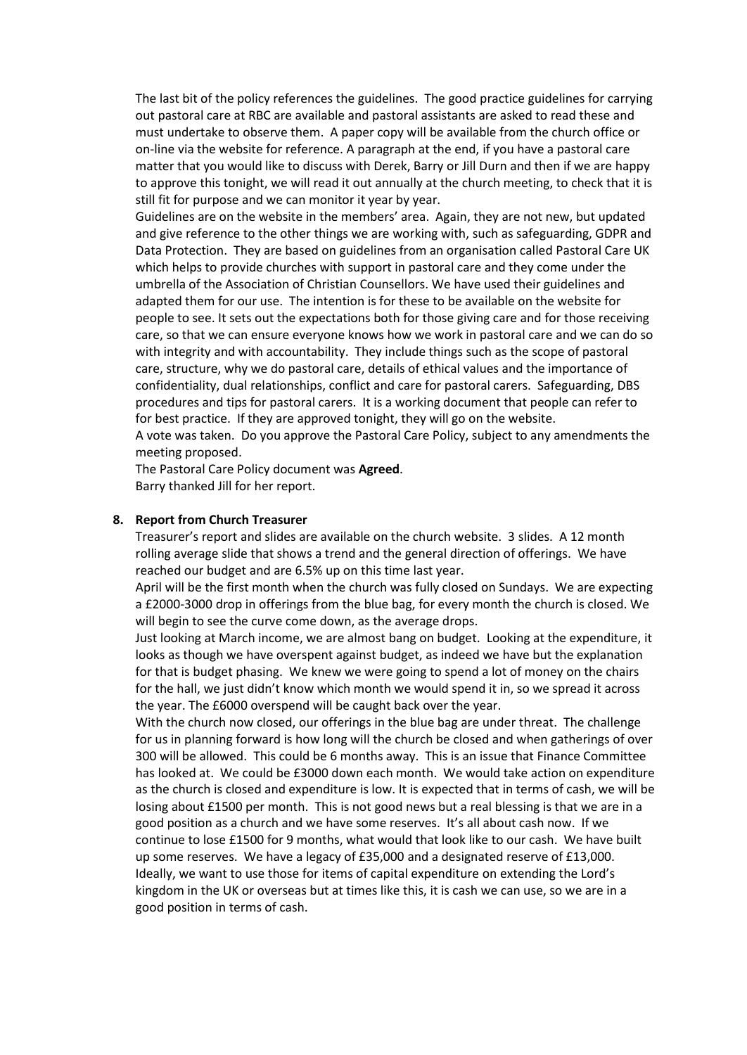The last bit of the policy references the guidelines. The good practice guidelines for carrying out pastoral care at RBC are available and pastoral assistants are asked to read these and must undertake to observe them. A paper copy will be available from the church office or on-line via the website for reference. A paragraph at the end, if you have a pastoral care matter that you would like to discuss with Derek, Barry or Jill Durn and then if we are happy to approve this tonight, we will read it out annually at the church meeting, to check that it is still fit for purpose and we can monitor it year by year.

Guidelines are on the website in the members' area. Again, they are not new, but updated and give reference to the other things we are working with, such as safeguarding, GDPR and Data Protection. They are based on guidelines from an organisation called Pastoral Care UK which helps to provide churches with support in pastoral care and they come under the umbrella of the Association of Christian Counsellors. We have used their guidelines and adapted them for our use. The intention is for these to be available on the website for people to see. It sets out the expectations both for those giving care and for those receiving care, so that we can ensure everyone knows how we work in pastoral care and we can do so with integrity and with accountability. They include things such as the scope of pastoral care, structure, why we do pastoral care, details of ethical values and the importance of confidentiality, dual relationships, conflict and care for pastoral carers. Safeguarding, DBS procedures and tips for pastoral carers. It is a working document that people can refer to for best practice. If they are approved tonight, they will go on the website.

A vote was taken. Do you approve the Pastoral Care Policy, subject to any amendments the meeting proposed.

The Pastoral Care Policy document was **Agreed**.

Barry thanked Jill for her report.

8. **Report from Church Treasurer**

Treasurer's report and slides are available on the church website. 3 slides. A 12 month rolling average slide that shows a trend and the general direction of offerings. We have reached our budget and are 6.5% up on this time last year.

April will be the first month when the church was fully closed on Sundays. We are expecting a £2000-3000 drop in offerings from the blue bag, for every month the church is closed. We will begin to see the curve come down, as the average drops.

Just looking at March income, we are almost bang on budget. Looking at the expenditure, it looks as though we have overspent against budget, as indeed we have but the explanation for that is budget phasing. We knew we were going to spend a lot of money on the chairs for the hall, we just didn't know which month we would spend it in, so we spread it across the year. The £6000 overspend will be caught back over the year.

With the church now closed, our offerings in the blue bag are under threat. The challenge for us in planning forward is how long will the church be closed and when gatherings of over 300 will be allowed. This could be 6 months away. This is an issue that Finance Committee has looked at. We could be £3000 down each month. We would take action on expenditure as the church is closed and expenditure is low. It is expected that in terms of cash, we will be losing about £1500 per month. This is not good news but a real blessing is that we are in a good position as a church and we have some reserves. It's all about cash now. If we continue to lose £1500 for 9 months, what would that look like to our cash. We have built up some reserves. We have a legacy of £35,000 and a designated reserve of £13,000. Ideally, we want to use those for items of capital expenditure on extending the Lord's kingdom in the UK or overseas but at times like this, it is cash we can use, so we are in a good position in terms of cash.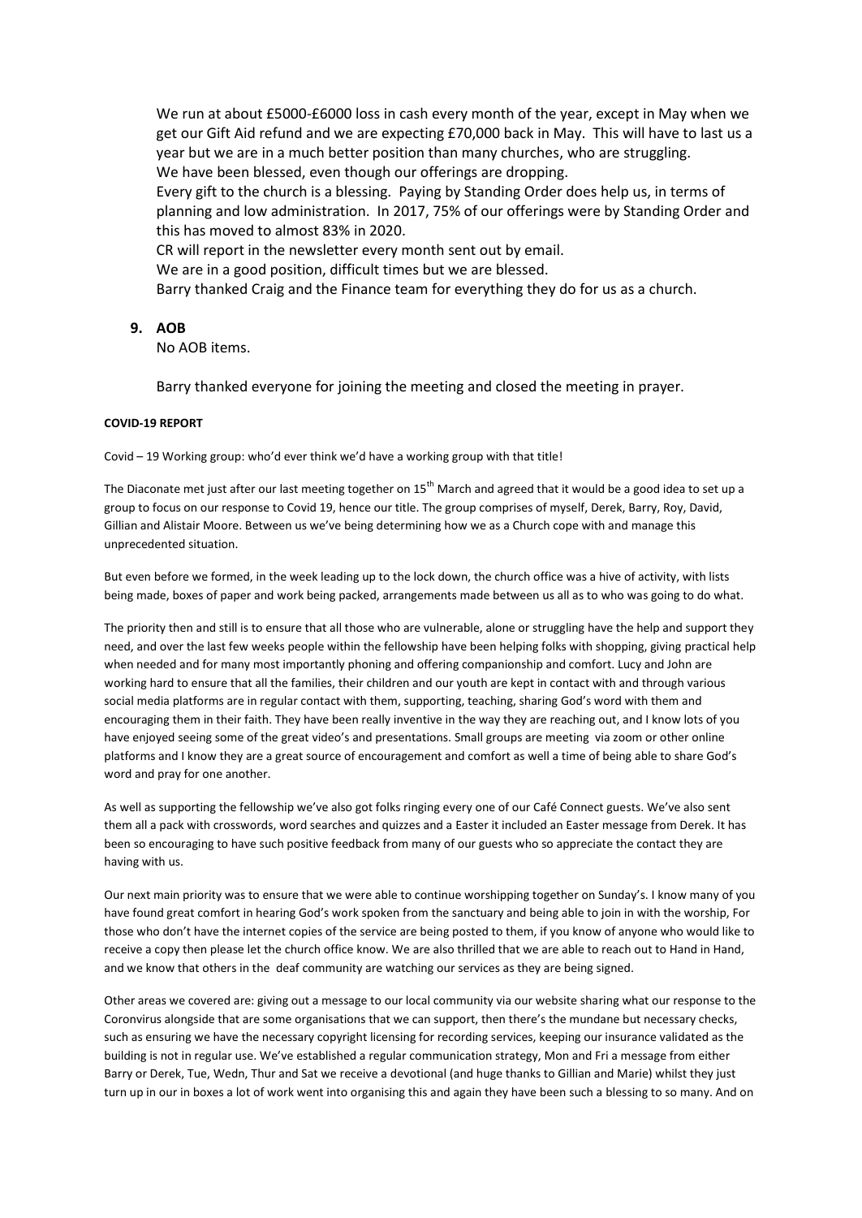We run at about £5000-£6000 loss in cash every month of the year, except in May when we get our Gift Aid refund and we are expecting £70,000 back in May. This will have to last us a year but we are in a much better position than many churches, who are struggling.
We have been blessed, even though our offerings are dropping.
Every gift to the church is a blessing. Paying by Standing Order does help us, in terms of planning and low administration. In 2017, 75% of our offerings were by Standing Order and this has moved to almost 83% in 2020.
CR will report in the newsletter every month sent out by email.
We are in a good position, difficult times but we are blessed.
Barry thanked Craig and the Finance team for everything they do for us as a church.

9. **AOB**
   No AOB items.

   Barry thanked everyone for joining the meeting and closed the meeting in prayer.

**COVID-19 REPORT**

Covid – 19 Working group: who'd ever think we'd have a working group with that title!

The Diaconate met just after our last meeting together on 15th March and agreed that it would be a good idea to set up a group to focus on our response to Covid 19, hence our title. The group comprises of myself, Derek, Barry, Roy, David, Gillian and Alistair Moore. Between us we've being determining how we as a Church cope with and manage this unprecedented situation.

But even before we formed, in the week leading up to the lock down, the church office was a hive of activity, with lists being made, boxes of paper and work being packed, arrangements made between us all as to who was going to do what.

The priority then and still is to ensure that all those who are vulnerable, alone or struggling have the help and support they need, and over the last few weeks people within the fellowship have been helping folks with shopping, giving practical help when needed and for many most importantly phoning and offering companionship and comfort. Lucy and John are working hard to ensure that all the families, their children and our youth are kept in contact with and through various social media platforms are in regular contact with them, supporting, teaching, sharing God's word with them and encouraging them in their faith. They have been really inventive in the way they are reaching out, and I know lots of you have enjoyed seeing some of the great video's and presentations. Small groups are meeting via zoom or other online platforms and I know they are a great source of encouragement and comfort as well a time of being able to share God's word and pray for one another.

As well as supporting the fellowship we've also got folks ringing every one of our Café Connect guests. We've also sent them all a pack with crosswords, word searches and quizzes and a Easter it included an Easter message from Derek. It has been so encouraging to have such positive feedback from many of our guests who so appreciate the contact they are having with us.

Our next main priority was to ensure that we were able to continue worshipping together on Sunday's. I know many of you have found great comfort in hearing God's work spoken from the sanctuary and being able to join in with the worship, For those who don't have the internet copies of the service are being posted to them, if you know of anyone who would like to receive a copy then please let the church office know. We are also thrilled that we are able to reach out to Hand in Hand, and we know that others in the deaf community are watching our services as they are being signed.

Other areas we covered are: giving out a message to our local community via our website sharing what our response to the Coronvirus alongside that are some organisations that we can support, then there's the mundane but necessary checks, such as ensuring we have the necessary copyright licensing for recording services, keeping our insurance validated as the building is not in regular use. We've established a regular communication strategy, Mon and Fri a message from either Barry or Derek, Tue, Wedn, Thur and Sat we receive a devotional (and huge thanks to Gillian and Marie) whilst they just turn up in our in boxes a lot of work went into organising this and again they have been such a blessing to so many. And on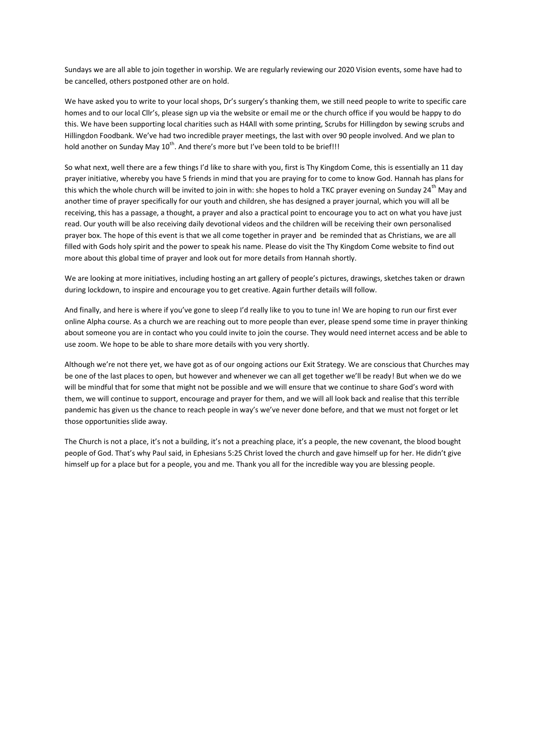Sundays we are all able to join together in worship. We are regularly reviewing our 2020 Vision events, some have had to be cancelled, others postponed other are on hold.

We have asked you to write to your local shops, Dr's surgery's thanking them, we still need people to write to specific care homes and to our local Cllr's, please sign up via the website or email me or the church office if you would be happy to do this. We have been supporting local charities such as H4All with some printing, Scrubs for Hillingdon by sewing scrubs and Hillingdon Foodbank. We've had two incredible prayer meetings, the last with over 90 people involved. And we plan to hold another on Sunday May 10th. And there's more but I've been told to be brief!!!

So what next, well there are a few things I'd like to share with you, first is Thy Kingdom Come, this is essentially an 11 day prayer initiative, whereby you have 5 friends in mind that you are praying for to come to know God. Hannah has plans for this which the whole church will be invited to join in with: she hopes to hold a TKC prayer evening on Sunday 24th May and another time of prayer specifically for our youth and children, she has designed a prayer journal, which you will all be receiving, this has a passage, a thought, a prayer and also a practical point to encourage you to act on what you have just read. Our youth will be also receiving daily devotional videos and the children will be receiving their own personalised prayer box. The hope of this event is that we all come together in prayer and be reminded that as Christians, we are all filled with Gods holy spirit and the power to speak his name. Please do visit the Thy Kingdom Come website to find out more about this global time of prayer and look out for more details from Hannah shortly.

We are looking at more initiatives, including hosting an art gallery of people's pictures, drawings, sketches taken or drawn during lockdown, to inspire and encourage you to get creative. Again further details will follow.

And finally, and here is where if you've gone to sleep I'd really like to you to tune in! We are hoping to run our first ever online Alpha course. As a church we are reaching out to more people than ever, please spend some time in prayer thinking about someone you are in contact who you could invite to join the course. They would need internet access and be able to use zoom. We hope to be able to share more details with you very shortly.

Although we're not there yet, we have got as of our ongoing actions our Exit Strategy. We are conscious that Churches may be one of the last places to open, but however and whenever we can all get together we'll be ready! But when we do we will be mindful that for some that might not be possible and we will ensure that we continue to share God's word with them, we will continue to support, encourage and prayer for them, and we will all look back and realise that this terrible pandemic has given us the chance to reach people in way's we've never done before, and that we must not forget or let those opportunities slide away.

The Church is not a place, it's not a building, it's not a preaching place, it's a people, the new covenant, the blood bought people of God. That's why Paul said, in Ephesians 5:25 Christ loved the church and gave himself up for her. He didn't give himself up for a place but for a people, you and me. Thank you all for the incredible way you are blessing people.